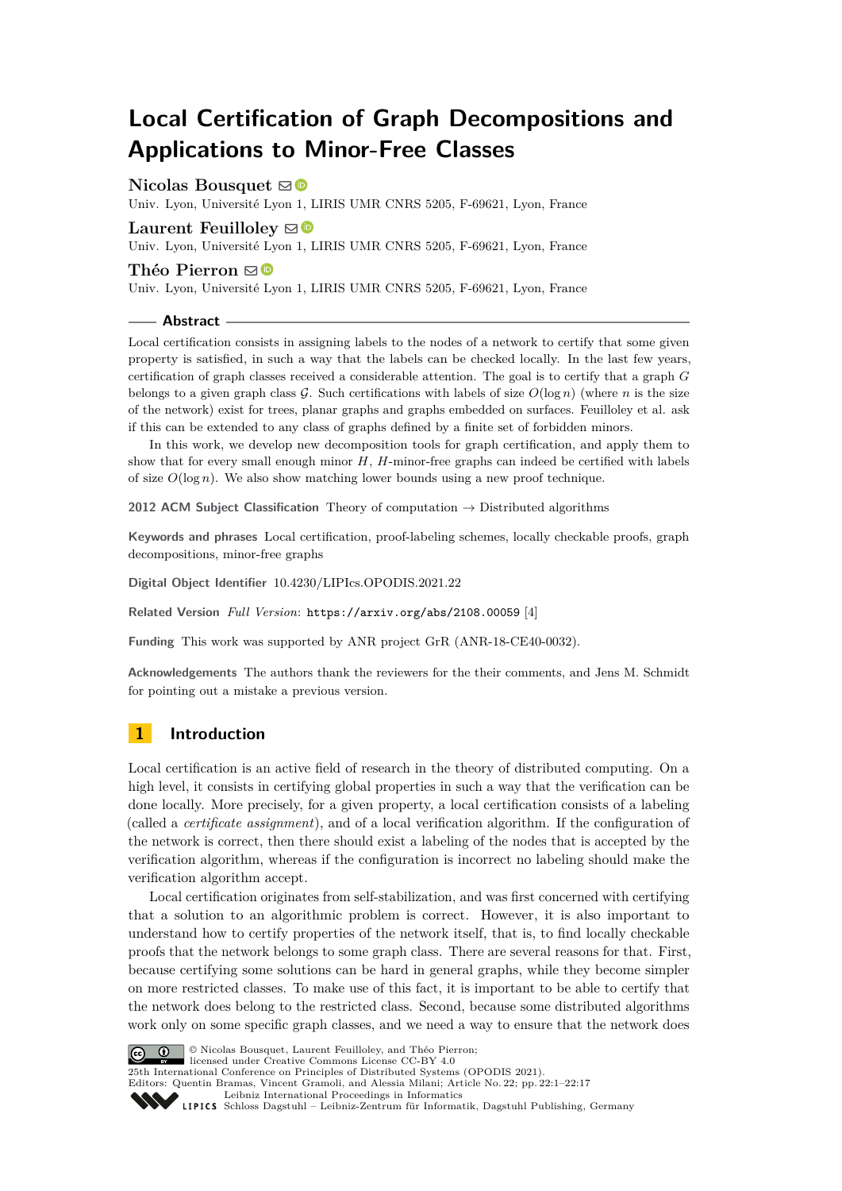# Local Certification of Graph Decompositions and Applications to Minor-Free Classes

**Nicolas Bousquet**
Univ. Lyon, Université Lyon 1, LIRIS UMR CNRS 5205, F-69621, Lyon, France

**Laurent Feuilloley**
Univ. Lyon, Université Lyon 1, LIRIS UMR CNRS 5205, F-69621, Lyon, France

**Théo Pierron**
Univ. Lyon, Université Lyon 1, LIRIS UMR CNRS 5205, F-69621, Lyon, France

## Abstract

Local certification consists in assigning labels to the nodes of a network to certify that some given property is satisfied, in such a way that the labels can be checked locally. In the last few years, certification of graph classes received a considerable attention. The goal is to certify that a graph $G$ belongs to a given graph class $\mathcal{G}$. Such certifications with labels of size $O(\log n)$ (where $n$ is the size of the network) exist for trees, planar graphs and graphs embedded on surfaces. Feuilloley et al. ask if this can be extended to any class of graphs defined by a finite set of forbidden minors.

In this work, we develop new decomposition tools for graph certification, and apply them to show that for every small enough minor $H$, $H$-minor-free graphs can indeed be certified with labels of size $O(\log n)$. We also show matching lower bounds using a new proof technique.

**2012 ACM Subject Classification** Theory of computation → Distributed algorithms

**Keywords and phrases** Local certification, proof-labeling schemes, locally checkable proofs, graph decompositions, minor-free graphs

**Digital Object Identifier** 10.4230/LIPIcs.OPODIS.2021.22

**Related Version** *Full Version*: `https://arxiv.org/abs/2108.00059` [4]

**Funding** This work was supported by ANR project GrR (ANR-18-CE40-0032).

**Acknowledgements** The authors thank the reviewers for the their comments, and Jens M. Schmidt for pointing out a mistake a previous version.

## 1 Introduction

Local certification is an active field of research in the theory of distributed computing. On a high level, it consists in certifying global properties in such a way that the verification can be done locally. More precisely, for a given property, a local certification consists of a labeling (called a *certificate assignment*), and of a local verification algorithm. If the configuration of the network is correct, then there should exist a labeling of the nodes that is accepted by the verification algorithm, whereas if the configuration is incorrect no labeling should make the verification algorithm accept.

Local certification originates from self-stabilization, and was first concerned with certifying that a solution to an algorithmic problem is correct. However, it is also important to understand how to certify properties of the network itself, that is, to find locally checkable proofs that the network belongs to some graph class. There are several reasons for that. First, because certifying some solutions can be hard in general graphs, while they become simpler on more restricted classes. To make use of this fact, it is important to be able to certify that the network does belong to the restricted class. Second, because some distributed algorithms work only on some specific graph classes, and we need a way to ensure that the network does

© Nicolas Bousquet, Laurent Feuilloley, and Théo Pierron; licensed under Creative Commons License CC-BY 4.0
25th International Conference on Principles of Distributed Systems (OPODIS 2021).
Editors: Quentin Bramas, Vincent Gramoli, and Alessia Milani; Article No. 22; pp. 22:1–22:17
Leibniz International Proceedings in Informatics
LIPICS Schloss Dagstuhl – Leibniz-Zentrum für Informatik, Dagstuhl Publishing, Germany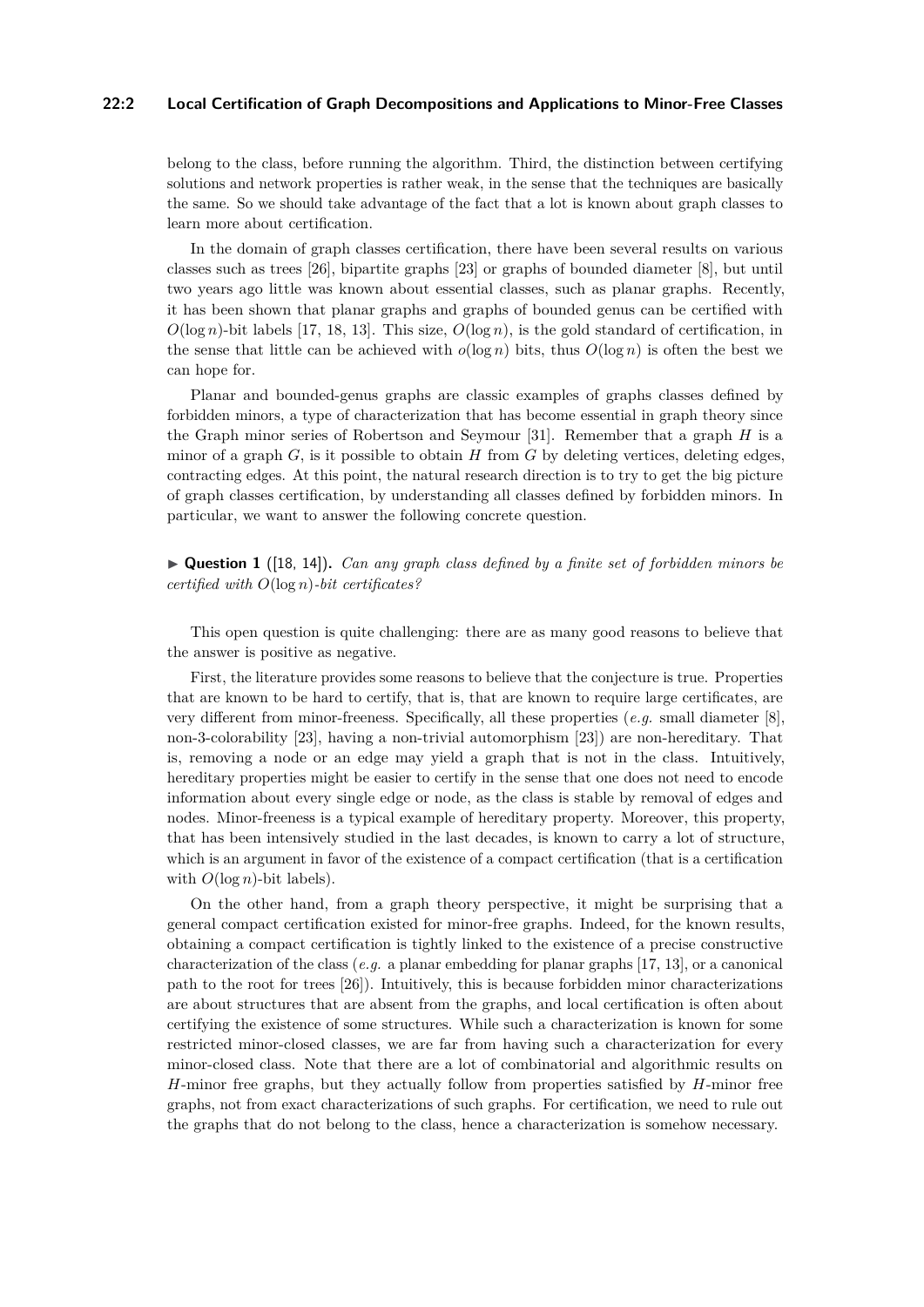belong to the class, before running the algorithm. Third, the distinction between certifying solutions and network properties is rather weak, in the sense that the techniques are basically the same. So we should take advantage of the fact that a lot is known about graph classes to learn more about certification.

In the domain of graph classes certification, there have been several results on various classes such as trees [26], bipartite graphs [23] or graphs of bounded diameter [8], but until two years ago little was known about essential classes, such as planar graphs. Recently, it has been shown that planar graphs and graphs of bounded genus can be certified with $O(\log n)$-bit labels [17, 18, 13]. This size, $O(\log n)$, is the gold standard of certification, in the sense that little can be achieved with $o(\log n)$ bits, thus $O(\log n)$ is often the best we can hope for.

Planar and bounded-genus graphs are classic examples of graphs classes defined by forbidden minors, a type of characterization that has become essential in graph theory since the Graph minor series of Robertson and Seymour [31]. Remember that a graph $H$ is a minor of a graph $G$, is it possible to obtain $H$ from $G$ by deleting vertices, deleting edges, contracting edges. At this point, the natural research direction is to try to get the big picture of graph classes certification, by understanding all classes defined by forbidden minors. In particular, we want to answer the following concrete question.

▶ **Question 1** ([18, 14])**.** *Can any graph class defined by a finite set of forbidden minors be certified with $O(\log n)$-bit certificates?*

This open question is quite challenging: there are as many good reasons to believe that the answer is positive as negative.

First, the literature provides some reasons to believe that the conjecture is true. Properties that are known to be hard to certify, that is, that are known to require large certificates, are very different from minor-freeness. Specifically, all these properties (*e.g.* small diameter [8], non-3-colorability [23], having a non-trivial automorphism [23]) are non-hereditary. That is, removing a node or an edge may yield a graph that is not in the class. Intuitively, hereditary properties might be easier to certify in the sense that one does not need to encode information about every single edge or node, as the class is stable by removal of edges and nodes. Minor-freeness is a typical example of hereditary property. Moreover, this property, that has been intensively studied in the last decades, is known to carry a lot of structure, which is an argument in favor of the existence of a compact certification (that is a certification with $O(\log n)$-bit labels).

On the other hand, from a graph theory perspective, it might be surprising that a general compact certification existed for minor-free graphs. Indeed, for the known results, obtaining a compact certification is tightly linked to the existence of a precise constructive characterization of the class (*e.g.* a planar embedding for planar graphs [17, 13], or a canonical path to the root for trees [26]). Intuitively, this is because forbidden minor characterizations are about structures that are absent from the graphs, and local certification is often about certifying the existence of some structures. While such a characterization is known for some restricted minor-closed classes, we are far from having such a characterization for every minor-closed class. Note that there are a lot of combinatorial and algorithmic results on $H$-minor free graphs, but they actually follow from properties satisfied by $H$-minor free graphs, not from exact characterizations of such graphs. For certification, we need to rule out the graphs that do not belong to the class, hence a characterization is somehow necessary.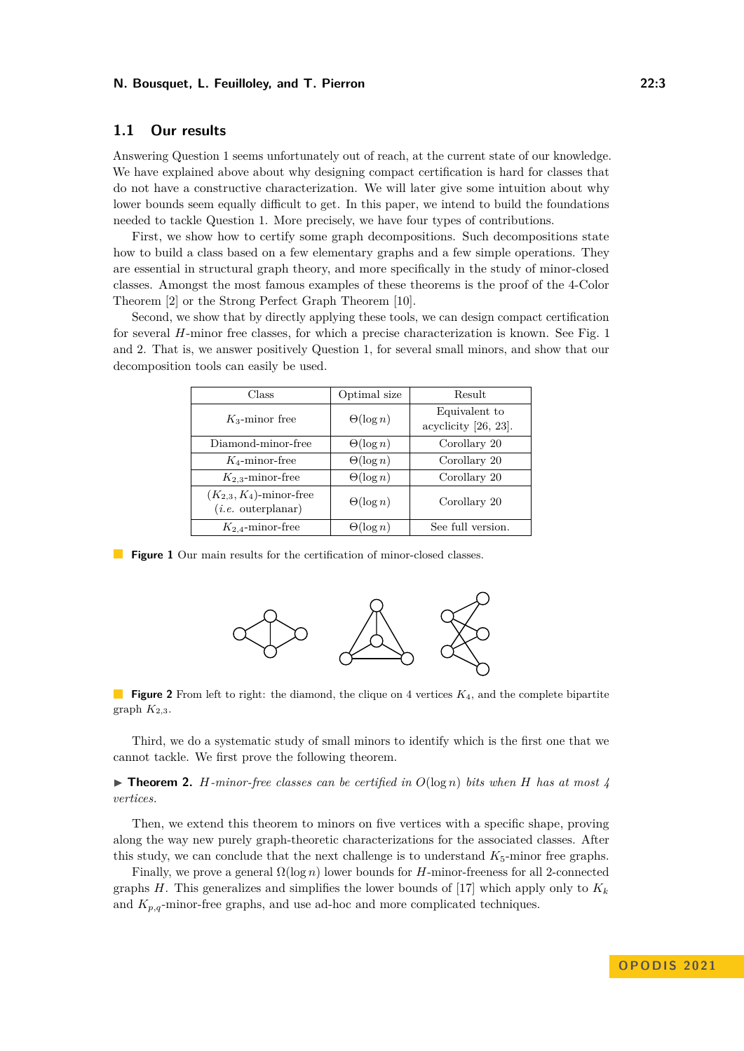## 1.1 Our results

Answering Question 1 seems unfortunately out of reach, at the current state of our knowledge. We have explained above about why designing compact certification is hard for classes that do not have a constructive characterization. We will later give some intuition about why lower bounds seem equally difficult to get. In this paper, we intend to build the foundations needed to tackle Question 1. More precisely, we have four types of contributions.

First, we show how to certify some graph decompositions. Such decompositions state how to build a class based on a few elementary graphs and a few simple operations. They are essential in structural graph theory, and more specifically in the study of minor-closed classes. Amongst the most famous examples of these theorems is the proof of the 4-Color Theorem [2] or the Strong Perfect Graph Theorem [10].

Second, we show that by directly applying these tools, we can design compact certification for several $H$-minor free classes, for which a precise characterization is known. See Fig. 1 and 2. That is, we answer positively Question 1, for several small minors, and show that our decomposition tools can easily be used.

| Class | Optimal size | Result |
| --- | --- | --- |
| $K_3$-minor free | $\Theta(\log n)$ | Equivalent to acyclicity [26, 23]. |
| Diamond-minor-free | $\Theta(\log n)$ | Corollary 20 |
| $K_4$-minor-free | $\Theta(\log n)$ | Corollary 20 |
| $K_{2,3}$-minor-free | $\Theta(\log n)$ | Corollary 20 |
| $(K_{2,3}, K_4)$-minor-free (*i.e.* outerplanar) | $\Theta(\log n)$ | Corollary 20 |
| $K_{2,4}$-minor-free | $\Theta(\log n)$ | See full version. |

**Figure 1** Our main results for the certification of minor-closed classes.

**Figure 2** From left to right: the diamond, the clique on 4 vertices $K_4$, and the complete bipartite graph $K_{2,3}$.

Third, we do a systematic study of small minors to identify which is the first one that we cannot tackle. We first prove the following theorem.

▶ **Theorem 2.** *$H$-minor-free classes can be certified in $O(\log n)$ bits when $H$ has at most 4 vertices.*

Then, we extend this theorem to minors on five vertices with a specific shape, proving along the way new purely graph-theoretic characterizations for the associated classes. After this study, we can conclude that the next challenge is to understand $K_5$-minor free graphs.

Finally, we prove a general $\Omega(\log n)$ lower bounds for $H$-minor-freeness for all 2-connected graphs $H$. This generalizes and simplifies the lower bounds of [17] which apply only to $K_k$ and $K_{p,q}$-minor-free graphs, and use ad-hoc and more complicated techniques.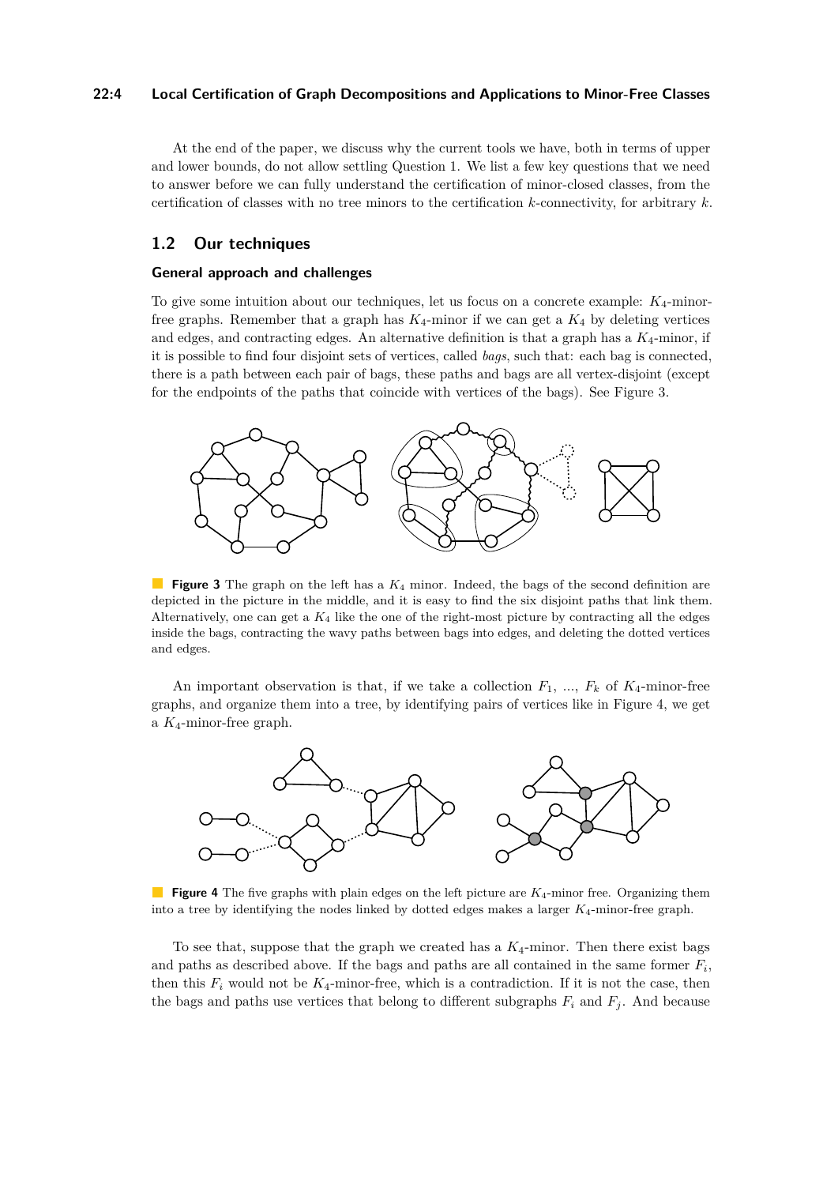At the end of the paper, we discuss why the current tools we have, both in terms of upper and lower bounds, do not allow settling Question 1. We list a few key questions that we need to answer before we can fully understand the certification of minor-closed classes, from the certification of classes with no tree minors to the certification $k$-connectivity, for arbitrary $k$.

## 1.2 Our techniques

### General approach and challenges

To give some intuition about our techniques, let us focus on a concrete example: $K_4$-minor-free graphs. Remember that a graph has $K_4$-minor if we can get a $K_4$ by deleting vertices and edges, and contracting edges. An alternative definition is that a graph has a $K_4$-minor, if it is possible to find four disjoint sets of vertices, called *bags*, such that: each bag is connected, there is a path between each pair of bags, these paths and bags are all vertex-disjoint (except for the endpoints of the paths that coincide with vertices of the bags). See Figure 3.

**Figure 3** The graph on the left has a $K_4$ minor. Indeed, the bags of the second definition are depicted in the picture in the middle, and it is easy to find the six disjoint paths that link them. Alternatively, one can get a $K_4$ like the one of the right-most picture by contracting all the edges inside the bags, contracting the wavy paths between bags into edges, and deleting the dotted vertices and edges.

An important observation is that, if we take a collection $F_1$, ..., $F_k$ of $K_4$-minor-free graphs, and organize them into a tree, by identifying pairs of vertices like in Figure 4, we get a $K_4$-minor-free graph.

**Figure 4** The five graphs with plain edges on the left picture are $K_4$-minor free. Organizing them into a tree by identifying the nodes linked by dotted edges makes a larger $K_4$-minor-free graph.

To see that, suppose that the graph we created has a $K_4$-minor. Then there exist bags and paths as described above. If the bags and paths are all contained in the same former $F_i$, then this $F_i$ would not be $K_4$-minor-free, which is a contradiction. If it is not the case, then the bags and paths use vertices that belong to different subgraphs $F_i$ and $F_j$. And because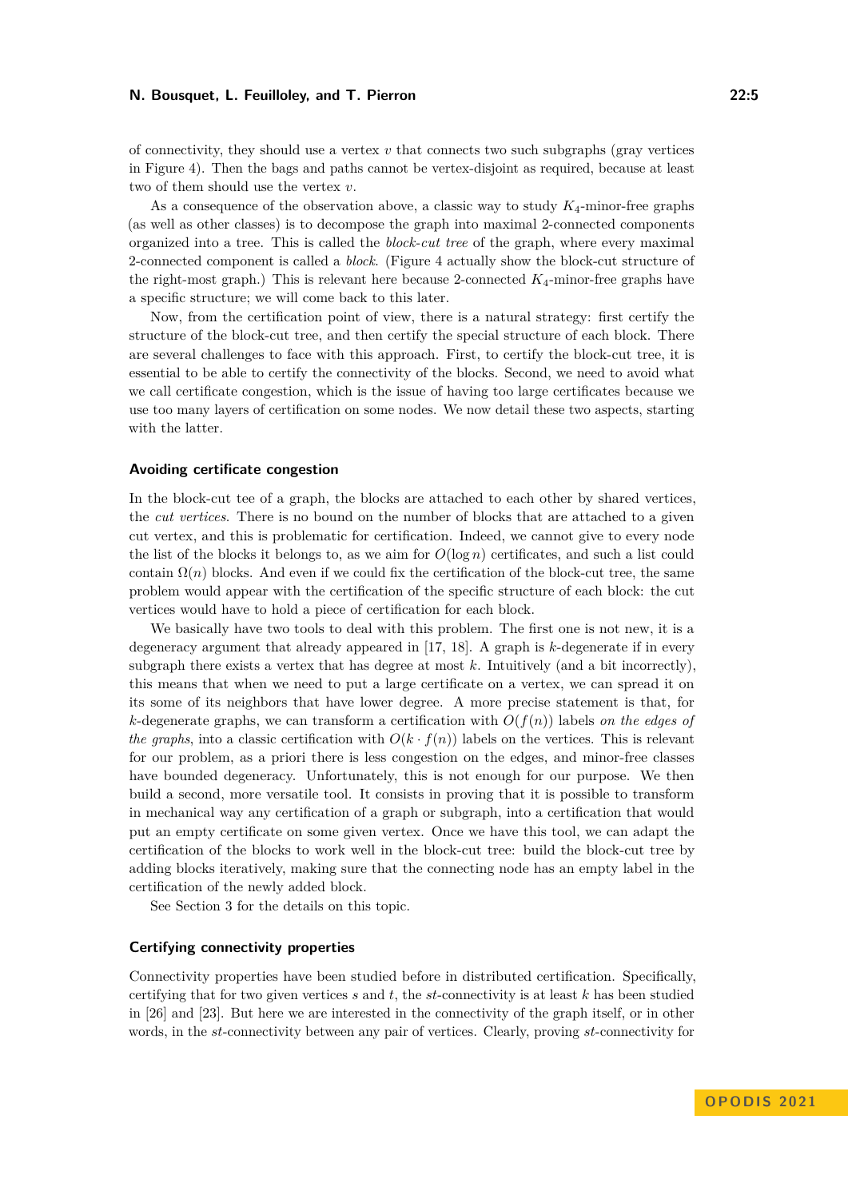of connectivity, they should use a vertex $v$ that connects two such subgraphs (gray vertices in Figure 4). Then the bags and paths cannot be vertex-disjoint as required, because at least two of them should use the vertex $v$.

As a consequence of the observation above, a classic way to study $K_4$-minor-free graphs (as well as other classes) is to decompose the graph into maximal 2-connected components organized into a tree. This is called the *block-cut tree* of the graph, where every maximal 2-connected component is called a *block*. (Figure 4 actually show the block-cut structure of the right-most graph.) This is relevant here because 2-connected $K_4$-minor-free graphs have a specific structure; we will come back to this later.

Now, from the certification point of view, there is a natural strategy: first certify the structure of the block-cut tree, and then certify the special structure of each block. There are several challenges to face with this approach. First, to certify the block-cut tree, it is essential to be able to certify the connectivity of the blocks. Second, we need to avoid what we call certificate congestion, which is the issue of having too large certificates because we use too many layers of certification on some nodes. We now detail these two aspects, starting with the latter.

### Avoiding certificate congestion

In the block-cut tee of a graph, the blocks are attached to each other by shared vertices, the *cut vertices*. There is no bound on the number of blocks that are attached to a given cut vertex, and this is problematic for certification. Indeed, we cannot give to every node the list of the blocks it belongs to, as we aim for $O(\log n)$ certificates, and such a list could contain $\Omega(n)$ blocks. And even if we could fix the certification of the block-cut tree, the same problem would appear with the certification of the specific structure of each block: the cut vertices would have to hold a piece of certification for each block.

We basically have two tools to deal with this problem. The first one is not new, it is a degeneracy argument that already appeared in [17, 18]. A graph is $k$-degenerate if in every subgraph there exists a vertex that has degree at most $k$. Intuitively (and a bit incorrectly), this means that when we need to put a large certificate on a vertex, we can spread it on its some of its neighbors that have lower degree. A more precise statement is that, for $k$-degenerate graphs, we can transform a certification with $O(f(n))$ labels *on the edges of the graphs*, into a classic certification with $O(k \cdot f(n))$ labels on the vertices. This is relevant for our problem, as a priori there is less congestion on the edges, and minor-free classes have bounded degeneracy. Unfortunately, this is not enough for our purpose. We then build a second, more versatile tool. It consists in proving that it is possible to transform in mechanical way any certification of a graph or subgraph, into a certification that would put an empty certificate on some given vertex. Once we have this tool, we can adapt the certification of the blocks to work well in the block-cut tree: build the block-cut tree by adding blocks iteratively, making sure that the connecting node has an empty label in the certification of the newly added block.

See Section 3 for the details on this topic.

### Certifying connectivity properties

Connectivity properties have been studied before in distributed certification. Specifically, certifying that for two given vertices $s$ and $t$, the $st$-connectivity is at least $k$ has been studied in [26] and [23]. But here we are interested in the connectivity of the graph itself, or in other words, in the $st$-connectivity between any pair of vertices. Clearly, proving $st$-connectivity for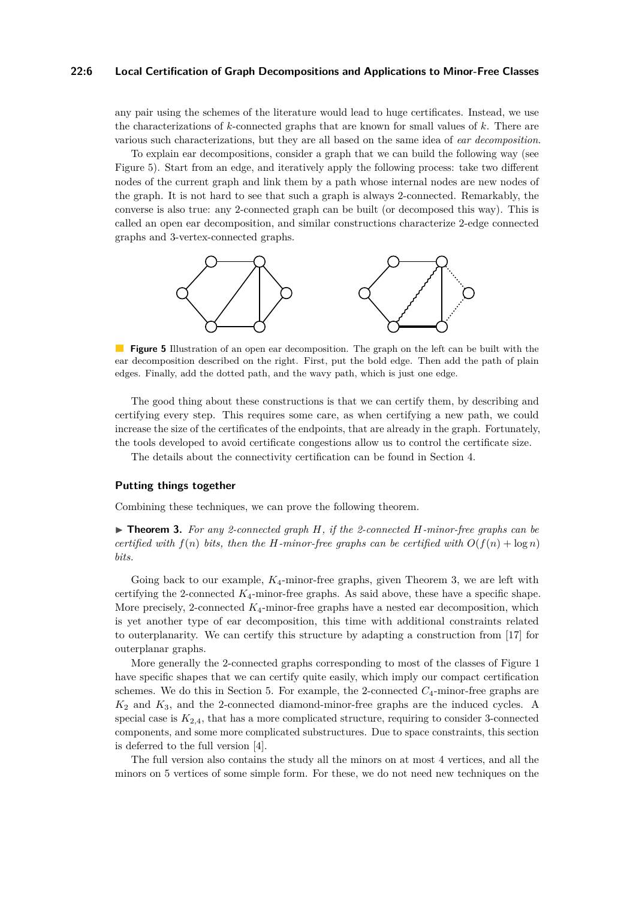any pair using the schemes of the literature would lead to huge certificates. Instead, we use the characterizations of $k$-connected graphs that are known for small values of $k$. There are various such characterizations, but they are all based on the same idea of *ear decomposition*.

To explain ear decompositions, consider a graph that we can build the following way (see Figure 5). Start from an edge, and iteratively apply the following process: take two different nodes of the current graph and link them by a path whose internal nodes are new nodes of the graph. It is not hard to see that such a graph is always 2-connected. Remarkably, the converse is also true: any 2-connected graph can be built (or decomposed this way). This is called an open ear decomposition, and similar constructions characterize 2-edge connected graphs and 3-vertex-connected graphs.

**Figure 5** Illustration of an open ear decomposition. The graph on the left can be built with the ear decomposition described on the right. First, put the bold edge. Then add the path of plain edges. Finally, add the dotted path, and the wavy path, which is just one edge.

The good thing about these constructions is that we can certify them, by describing and certifying every step. This requires some care, as when certifying a new path, we could increase the size of the certificates of the endpoints, that are already in the graph. Fortunately, the tools developed to avoid certificate congestions allow us to control the certificate size.

The details about the connectivity certification can be found in Section 4.

### Putting things together

Combining these techniques, we can prove the following theorem.

▶ **Theorem 3.** *For any 2-connected graph $H$, if the 2-connected $H$-minor-free graphs can be certified with $f(n)$ bits, then the $H$-minor-free graphs can be certified with $O(f(n) + \log n)$ bits.*

Going back to our example, $K_4$-minor-free graphs, given Theorem 3, we are left with certifying the 2-connected $K_4$-minor-free graphs. As said above, these have a specific shape. More precisely, 2-connected $K_4$-minor-free graphs have a nested ear decomposition, which is yet another type of ear decomposition, this time with additional constraints related to outerplanarity. We can certify this structure by adapting a construction from [17] for outerplanar graphs.

More generally the 2-connected graphs corresponding to most of the classes of Figure 1 have specific shapes that we can certify quite easily, which imply our compact certification schemes. We do this in Section 5. For example, the 2-connected $C_4$-minor-free graphs are $K_2$ and $K_3$, and the 2-connected diamond-minor-free graphs are the induced cycles. A special case is $K_{2,4}$, that has a more complicated structure, requiring to consider 3-connected components, and some more complicated substructures. Due to space constraints, this section is deferred to the full version [4].

The full version also contains the study all the minors on at most 4 vertices, and all the minors on 5 vertices of some simple form. For these, we do not need new techniques on the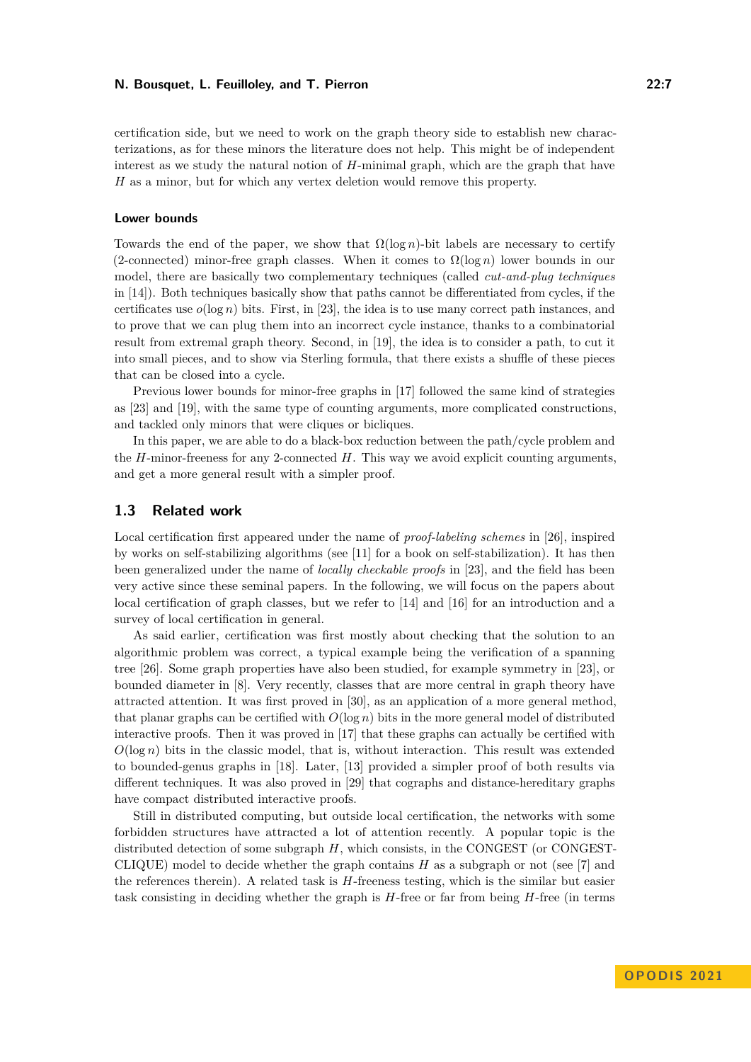certification side, but we need to work on the graph theory side to establish new characterizations, as for these minors the literature does not help. This might be of independent interest as we study the natural notion of $H$-minimal graph, which are the graph that have $H$ as a minor, but for which any vertex deletion would remove this property.

#### Lower bounds

Towards the end of the paper, we show that $\Omega(\log n)$-bit labels are necessary to certify (2-connected) minor-free graph classes. When it comes to $\Omega(\log n)$ lower bounds in our model, there are basically two complementary techniques (called *cut-and-plug techniques* in [14]). Both techniques basically show that paths cannot be differentiated from cycles, if the certificates use $o(\log n)$ bits. First, in [23], the idea is to use many correct path instances, and to prove that we can plug them into an incorrect cycle instance, thanks to a combinatorial result from extremal graph theory. Second, in [19], the idea is to consider a path, to cut it into small pieces, and to show via Sterling formula, that there exists a shuffle of these pieces that can be closed into a cycle.

Previous lower bounds for minor-free graphs in [17] followed the same kind of strategies as [23] and [19], with the same type of counting arguments, more complicated constructions, and tackled only minors that were cliques or bicliques.

In this paper, we are able to do a black-box reduction between the path/cycle problem and the $H$-minor-freeness for any 2-connected $H$. This way we avoid explicit counting arguments, and get a more general result with a simpler proof.

## 1.3 Related work

Local certification first appeared under the name of *proof-labeling schemes* in [26], inspired by works on self-stabilizing algorithms (see [11] for a book on self-stabilization). It has then been generalized under the name of *locally checkable proofs* in [23], and the field has been very active since these seminal papers. In the following, we will focus on the papers about local certification of graph classes, but we refer to [14] and [16] for an introduction and a survey of local certification in general.

As said earlier, certification was first mostly about checking that the solution to an algorithmic problem was correct, a typical example being the verification of a spanning tree [26]. Some graph properties have also been studied, for example symmetry in [23], or bounded diameter in [8]. Very recently, classes that are more central in graph theory have attracted attention. It was first proved in [30], as an application of a more general method, that planar graphs can be certified with $O(\log n)$ bits in the more general model of distributed interactive proofs. Then it was proved in [17] that these graphs can actually be certified with $O(\log n)$ bits in the classic model, that is, without interaction. This result was extended to bounded-genus graphs in [18]. Later, [13] provided a simpler proof of both results via different techniques. It was also proved in [29] that cographs and distance-hereditary graphs have compact distributed interactive proofs.

Still in distributed computing, but outside local certification, the networks with some forbidden structures have attracted a lot of attention recently. A popular topic is the distributed detection of some subgraph $H$, which consists, in the CONGEST (or CONGEST-CLIQUE) model to decide whether the graph contains $H$ as a subgraph or not (see [7] and the references therein). A related task is $H$-freeness testing, which is the similar but easier task consisting in deciding whether the graph is $H$-free or far from being $H$-free (in terms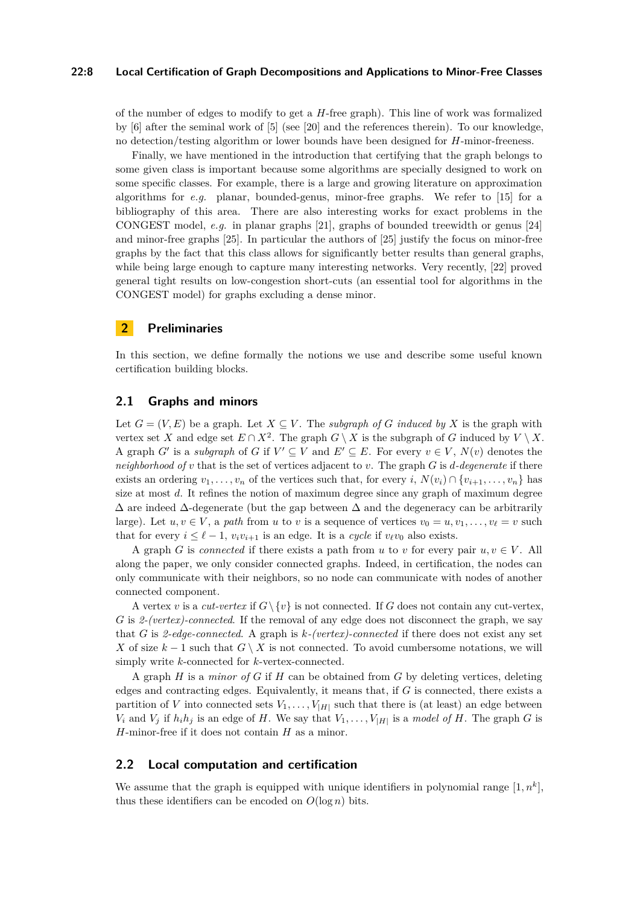of the number of edges to modify to get a $H$-free graph). This line of work was formalized by [6] after the seminal work of [5] (see [20] and the references therein). To our knowledge, no detection/testing algorithm or lower bounds have been designed for $H$-minor-freeness.

Finally, we have mentioned in the introduction that certifying that the graph belongs to some given class is important because some algorithms are specially designed to work on some specific classes. For example, there is a large and growing literature on approximation algorithms for *e.g.* planar, bounded-genus, minor-free graphs. We refer to [15] for a bibliography of this area. There are also interesting works for exact problems in the CONGEST model, *e.g.* in planar graphs [21], graphs of bounded treewidth or genus [24] and minor-free graphs [25]. In particular the authors of [25] justify the focus on minor-free graphs by the fact that this class allows for significantly better results than general graphs, while being large enough to capture many interesting networks. Very recently, [22] proved general tight results on low-congestion short-cuts (an essential tool for algorithms in the CONGEST model) for graphs excluding a dense minor.

## 2 Preliminaries

In this section, we define formally the notions we use and describe some useful known certification building blocks.

### 2.1 Graphs and minors

Let $G = (V, E)$ be a graph. Let $X \subseteq V$. The *subgraph of $G$ induced by $X$* is the graph with vertex set $X$ and edge set $E \cap X^2$. The graph $G \setminus X$ is the subgraph of $G$ induced by $V \setminus X$. A graph $G'$ is a *subgraph* of $G$ if $V' \subseteq V$ and $E' \subseteq E$. For every $v \in V$, $N(v)$ denotes the *neighborhood of $v$* that is the set of vertices adjacent to $v$. The graph $G$ is *$d$-degenerate* if there exists an ordering $v_1, \ldots, v_n$ of the vertices such that, for every $i$, $N(v_i) \cap \{v_{i+1}, \ldots, v_n\}$ has size at most $d$. It refines the notion of maximum degree since any graph of maximum degree $\Delta$ are indeed $\Delta$-degenerate (but the gap between $\Delta$ and the degeneracy can be arbitrarily large). Let $u, v \in V$, a *path* from $u$ to $v$ is a sequence of vertices $v_0 = u, v_1, \ldots, v_\ell = v$ such that for every $i \leq \ell - 1$, $v_i v_{i+1}$ is an edge. It is a *cycle* if $v_\ell v_0$ also exists.

A graph $G$ is *connected* if there exists a path from $u$ to $v$ for every pair $u, v \in V$. All along the paper, we only consider connected graphs. Indeed, in certification, the nodes can only communicate with their neighbors, so no node can communicate with nodes of another connected component.

A vertex $v$ is a *cut-vertex* if $G \setminus \{v\}$ is not connected. If $G$ does not contain any cut-vertex, $G$ is *2-(vertex)-connected*. If the removal of any edge does not disconnect the graph, we say that $G$ is *2-edge-connected*. A graph is *$k$-(vertex)-connected* if there does not exist any set $X$ of size $k - 1$ such that $G \setminus X$ is not connected. To avoid cumbersome notations, we will simply write $k$-connected for $k$-vertex-connected.

A graph $H$ is a *minor of $G$* if $H$ can be obtained from $G$ by deleting vertices, deleting edges and contracting edges. Equivalently, it means that, if $G$ is connected, there exists a partition of $V$ into connected sets $V_1, \ldots, V_{|H|}$ such that there is (at least) an edge between $V_i$ and $V_j$ if $h_i h_j$ is an edge of $H$. We say that $V_1, \ldots, V_{|H|}$ is a *model of $H$*. The graph $G$ is $H$-minor-free if it does not contain $H$ as a minor.

### 2.2 Local computation and certification

We assume that the graph is equipped with unique identifiers in polynomial range $[1, n^k]$, thus these identifiers can be encoded on $O(\log n)$ bits.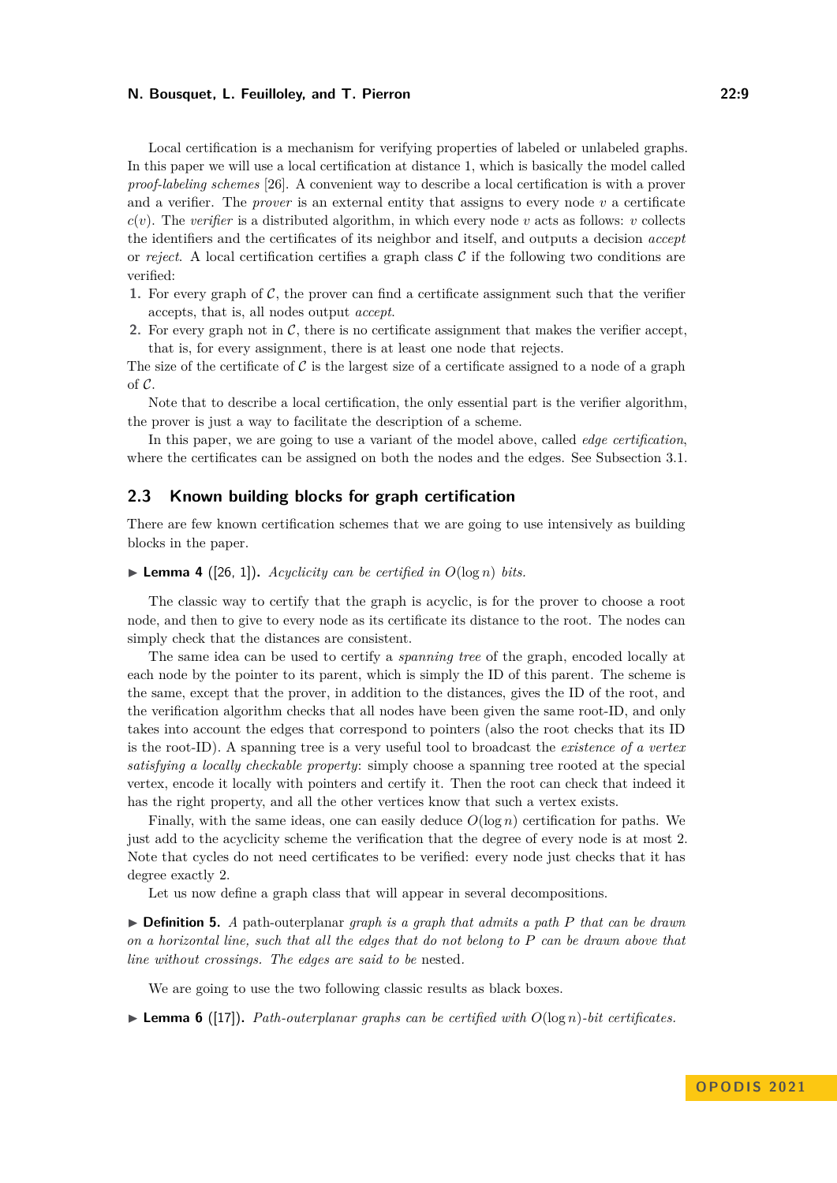Local certification is a mechanism for verifying properties of labeled or unlabeled graphs. In this paper we will use a local certification at distance 1, which is basically the model called *proof-labeling schemes* [26]. A convenient way to describe a local certification is with a prover and a verifier. The *prover* is an external entity that assigns to every node $v$ a certificate $c(v)$. The *verifier* is a distributed algorithm, in which every node $v$ acts as follows: $v$ collects the identifiers and the certificates of its neighbor and itself, and outputs a decision *accept* or *reject*. A local certification certifies a graph class $\mathcal{C}$ if the following two conditions are verified:

1. For every graph of $\mathcal{C}$, the prover can find a certificate assignment such that the verifier accepts, that is, all nodes output *accept*.
2. For every graph not in $\mathcal{C}$, there is no certificate assignment that makes the verifier accept, that is, for every assignment, there is at least one node that rejects.

The size of the certificate of $\mathcal{C}$ is the largest size of a certificate assigned to a node of a graph of $\mathcal{C}$.

Note that to describe a local certification, the only essential part is the verifier algorithm, the prover is just a way to facilitate the description of a scheme.

In this paper, we are going to use a variant of the model above, called *edge certification*, where the certificates can be assigned on both the nodes and the edges. See Subsection 3.1.

## 2.3 Known building blocks for graph certification

There are few known certification schemes that we are going to use intensively as building blocks in the paper.

▶ **Lemma 4** ([26, 1]). *Acyclicity can be certified in $O(\log n)$ bits.*

The classic way to certify that the graph is acyclic, is for the prover to choose a root node, and then to give to every node as its certificate its distance to the root. The nodes can simply check that the distances are consistent.

The same idea can be used to certify a *spanning tree* of the graph, encoded locally at each node by the pointer to its parent, which is simply the ID of this parent. The scheme is the same, except that the prover, in addition to the distances, gives the ID of the root, and the verification algorithm checks that all nodes have been given the same root-ID, and only takes into account the edges that correspond to pointers (also the root checks that its ID is the root-ID). A spanning tree is a very useful tool to broadcast the *existence of a vertex satisfying a locally checkable property*: simply choose a spanning tree rooted at the special vertex, encode it locally with pointers and certify it. Then the root can check that indeed it has the right property, and all the other vertices know that such a vertex exists.

Finally, with the same ideas, one can easily deduce $O(\log n)$ certification for paths. We just add to the acyclicity scheme the verification that the degree of every node is at most 2. Note that cycles do not need certificates to be verified: every node just checks that it has degree exactly 2.

Let us now define a graph class that will appear in several decompositions.

▶ **Definition 5.** *A* path-outerplanar *graph is a graph that admits a path $P$ that can be drawn on a horizontal line, such that all the edges that do not belong to $P$ can be drawn above that line without crossings. The edges are said to be* nested.

We are going to use the two following classic results as black boxes.

▶ **Lemma 6** ([17]). *Path-outerplanar graphs can be certified with $O(\log n)$-bit certificates.*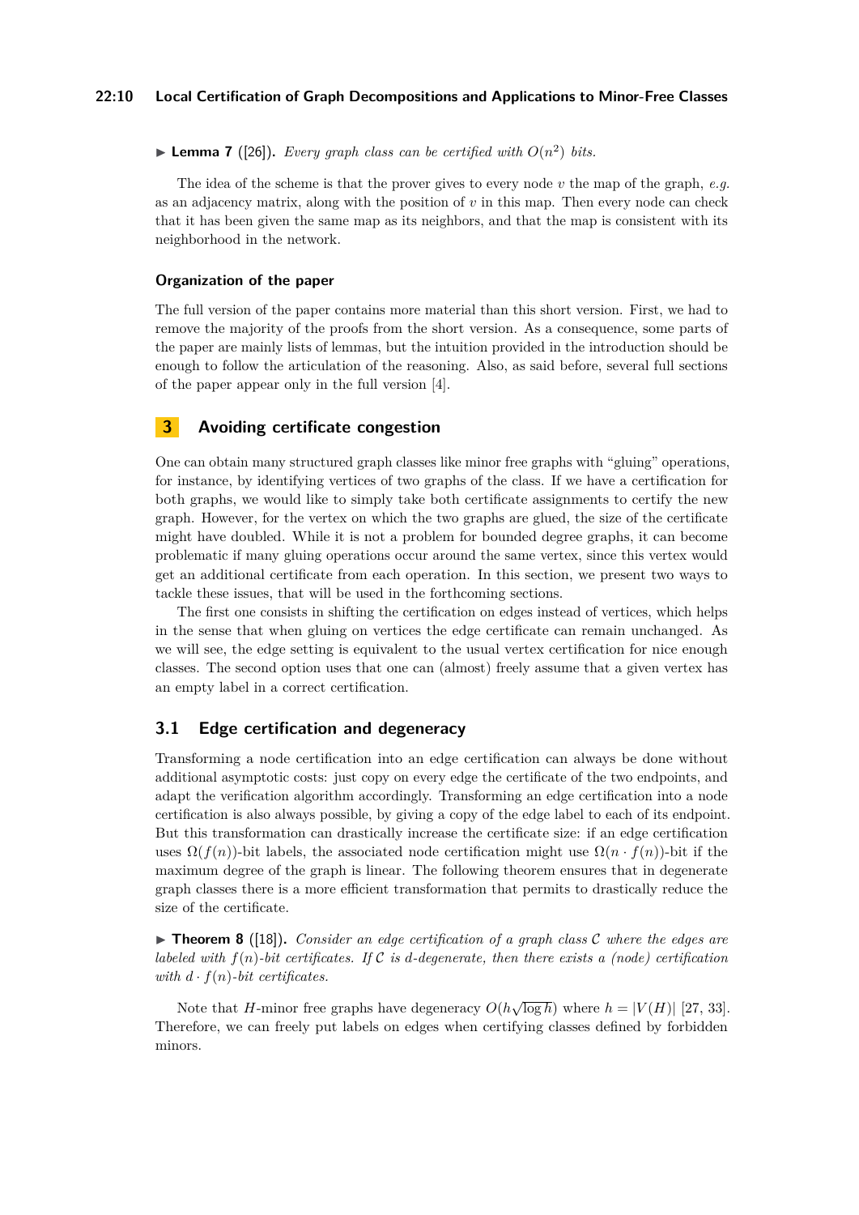▶ **Lemma 7** ([26]). *Every graph class can be certified with $O(n^2)$ bits.*

The idea of the scheme is that the prover gives to every node $v$ the map of the graph, *e.g.* as an adjacency matrix, along with the position of $v$ in this map. Then every node can check that it has been given the same map as its neighbors, and that the map is consistent with its neighborhood in the network.

### Organization of the paper

The full version of the paper contains more material than this short version. First, we had to remove the majority of the proofs from the short version. As a consequence, some parts of the paper are mainly lists of lemmas, but the intuition provided in the introduction should be enough to follow the articulation of the reasoning. Also, as said before, several full sections of the paper appear only in the full version [4].

## 3 Avoiding certificate congestion

One can obtain many structured graph classes like minor free graphs with "gluing" operations, for instance, by identifying vertices of two graphs of the class. If we have a certification for both graphs, we would like to simply take both certificate assignments to certify the new graph. However, for the vertex on which the two graphs are glued, the size of the certificate might have doubled. While it is not a problem for bounded degree graphs, it can become problematic if many gluing operations occur around the same vertex, since this vertex would get an additional certificate from each operation. In this section, we present two ways to tackle these issues, that will be used in the forthcoming sections.

The first one consists in shifting the certification on edges instead of vertices, which helps in the sense that when gluing on vertices the edge certificate can remain unchanged. As we will see, the edge setting is equivalent to the usual vertex certification for nice enough classes. The second option uses that one can (almost) freely assume that a given vertex has an empty label in a correct certification.

### 3.1 Edge certification and degeneracy

Transforming a node certification into an edge certification can always be done without additional asymptotic costs: just copy on every edge the certificate of the two endpoints, and adapt the verification algorithm accordingly. Transforming an edge certification into a node certification is also always possible, by giving a copy of the edge label to each of its endpoint. But this transformation can drastically increase the certificate size: if an edge certification uses $\Omega(f(n))$-bit labels, the associated node certification might use $\Omega(n \cdot f(n))$-bit if the maximum degree of the graph is linear. The following theorem ensures that in degenerate graph classes there is a more efficient transformation that permits to drastically reduce the size of the certificate.

▶ **Theorem 8** ([18]). *Consider an edge certification of a graph class $\mathcal{C}$ where the edges are labeled with $f(n)$-bit certificates. If $\mathcal{C}$ is $d$-degenerate, then there exists a (node) certification with $d \cdot f(n)$-bit certificates.*

Note that $H$-minor free graphs have degeneracy $O(h\sqrt{\log h})$ where $h = |V(H)|$ [27, 33]. Therefore, we can freely put labels on edges when certifying classes defined by forbidden minors.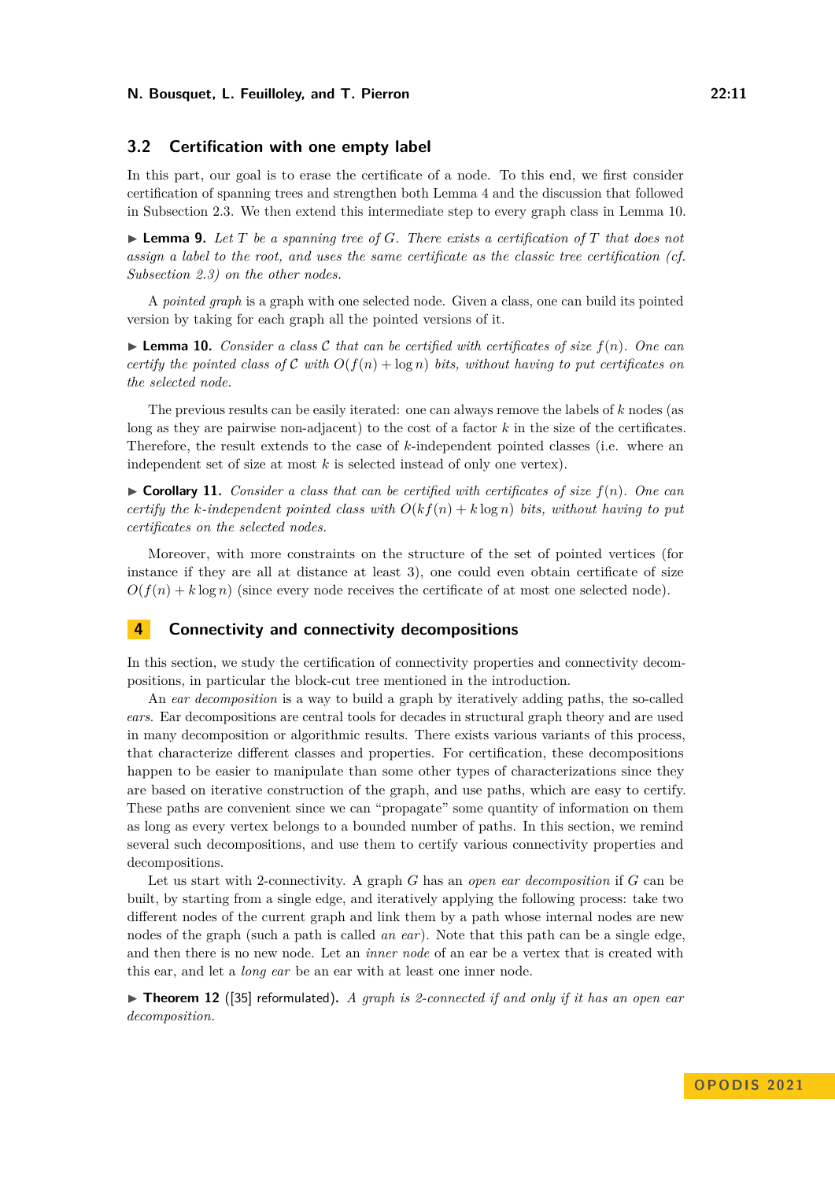### 3.2 Certification with one empty label

In this part, our goal is to erase the certificate of a node. To this end, we first consider certification of spanning trees and strengthen both Lemma 4 and the discussion that followed in Subsection 2.3. We then extend this intermediate step to every graph class in Lemma 10.

▶ **Lemma 9.** *Let $T$ be a spanning tree of $G$. There exists a certification of $T$ that does not assign a label to the root, and uses the same certificate as the classic tree certification (cf. Subsection 2.3) on the other nodes.*

A *pointed graph* is a graph with one selected node. Given a class, one can build its pointed version by taking for each graph all the pointed versions of it.

▶ **Lemma 10.** *Consider a class $\mathcal{C}$ that can be certified with certificates of size $f(n)$. One can certify the pointed class of $\mathcal{C}$ with $O(f(n) + \log n)$ bits, without having to put certificates on the selected node.*

The previous results can be easily iterated: one can always remove the labels of $k$ nodes (as long as they are pairwise non-adjacent) to the cost of a factor $k$ in the size of the certificates. Therefore, the result extends to the case of $k$-independent pointed classes (i.e. where an independent set of size at most $k$ is selected instead of only one vertex).

▶ **Corollary 11.** *Consider a class that can be certified with certificates of size $f(n)$. One can certify the $k$-independent pointed class with $O(kf(n) + k \log n)$ bits, without having to put certificates on the selected nodes.*

Moreover, with more constraints on the structure of the set of pointed vertices (for instance if they are all at distance at least 3), one could even obtain certificate of size $O(f(n) + k \log n)$ (since every node receives the certificate of at most one selected node).

## 4 Connectivity and connectivity decompositions

In this section, we study the certification of connectivity properties and connectivity decompositions, in particular the block-cut tree mentioned in the introduction.

An *ear decomposition* is a way to build a graph by iteratively adding paths, the so-called *ears*. Ear decompositions are central tools for decades in structural graph theory and are used in many decomposition or algorithmic results. There exists various variants of this process, that characterize different classes and properties. For certification, these decompositions happen to be easier to manipulate than some other types of characterizations since they are based on iterative construction of the graph, and use paths, which are easy to certify. These paths are convenient since we can "propagate" some quantity of information on them as long as every vertex belongs to a bounded number of paths. In this section, we remind several such decompositions, and use them to certify various connectivity properties and decompositions.

Let us start with 2-connectivity. A graph $G$ has an *open ear decomposition* if $G$ can be built, by starting from a single edge, and iteratively applying the following process: take two different nodes of the current graph and link them by a path whose internal nodes are new nodes of the graph (such a path is called *an ear*). Note that this path can be a single edge, and then there is no new node. Let an *inner node* of an ear be a vertex that is created with this ear, and let a *long ear* be an ear with at least one inner node.

▶ **Theorem 12** ([35] reformulated)**.** *A graph is 2-connected if and only if it has an open ear decomposition.*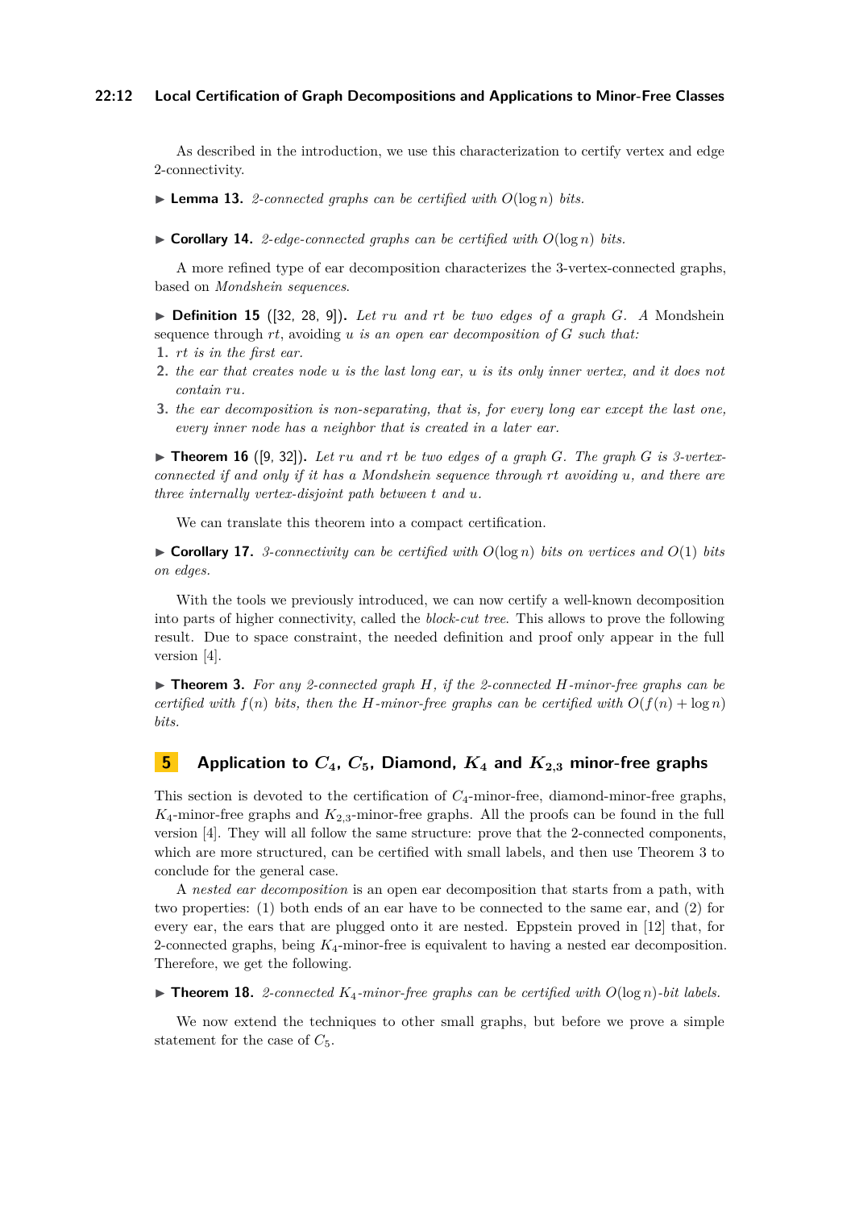As described in the introduction, we use this characterization to certify vertex and edge 2-connectivity.

▶ **Lemma 13.** *2-connected graphs can be certified with $O(\log n)$ bits.*

▶ **Corollary 14.** *2-edge-connected graphs can be certified with $O(\log n)$ bits.*

A more refined type of ear decomposition characterizes the 3-vertex-connected graphs, based on *Mondshein sequences*.

▶ **Definition 15** ([32, 28, 9])**.** *Let $ru$ and $rt$ be two edges of a graph $G$. A* Mondshein sequence *through $rt$, avoiding $u$ is an open ear decomposition of $G$ such that:*

1. *$rt$ is in the first ear.*
2. *the ear that creates node $u$ is the last long ear, $u$ is its only inner vertex, and it does not contain $ru$.*
3. *the ear decomposition is non-separating, that is, for every long ear except the last one, every inner node has a neighbor that is created in a later ear.*

▶ **Theorem 16** ([9, 32])**.** *Let $ru$ and $rt$ be two edges of a graph $G$. The graph $G$ is 3-vertex-connected if and only if it has a Mondshein sequence through $rt$ avoiding $u$, and there are three internally vertex-disjoint path between $t$ and $u$.*

We can translate this theorem into a compact certification.

▶ **Corollary 17.** *3-connectivity can be certified with $O(\log n)$ bits on vertices and $O(1)$ bits on edges.*

With the tools we previously introduced, we can now certify a well-known decomposition into parts of higher connectivity, called the *block-cut tree*. This allows to prove the following result. Due to space constraint, the needed definition and proof only appear in the full version [4].

▶ **Theorem 3.** *For any 2-connected graph $H$, if the 2-connected $H$-minor-free graphs can be certified with $f(n)$ bits, then the $H$-minor-free graphs can be certified with $O(f(n) + \log n)$ bits.*

## 5 Application to $C_4$, $C_5$, Diamond, $K_4$ and $K_{2,3}$ minor-free graphs

This section is devoted to the certification of $C_4$-minor-free, diamond-minor-free graphs, $K_4$-minor-free graphs and $K_{2,3}$-minor-free graphs. All the proofs can be found in the full version [4]. They will all follow the same structure: prove that the 2-connected components, which are more structured, can be certified with small labels, and then use Theorem 3 to conclude for the general case.

A *nested ear decomposition* is an open ear decomposition that starts from a path, with two properties: (1) both ends of an ear have to be connected to the same ear, and (2) for every ear, the ears that are plugged onto it are nested. Eppstein proved in [12] that, for 2-connected graphs, being $K_4$-minor-free is equivalent to having a nested ear decomposition. Therefore, we get the following.

▶ **Theorem 18.** *2-connected $K_4$-minor-free graphs can be certified with $O(\log n)$-bit labels.*

We now extend the techniques to other small graphs, but before we prove a simple statement for the case of $C_5$.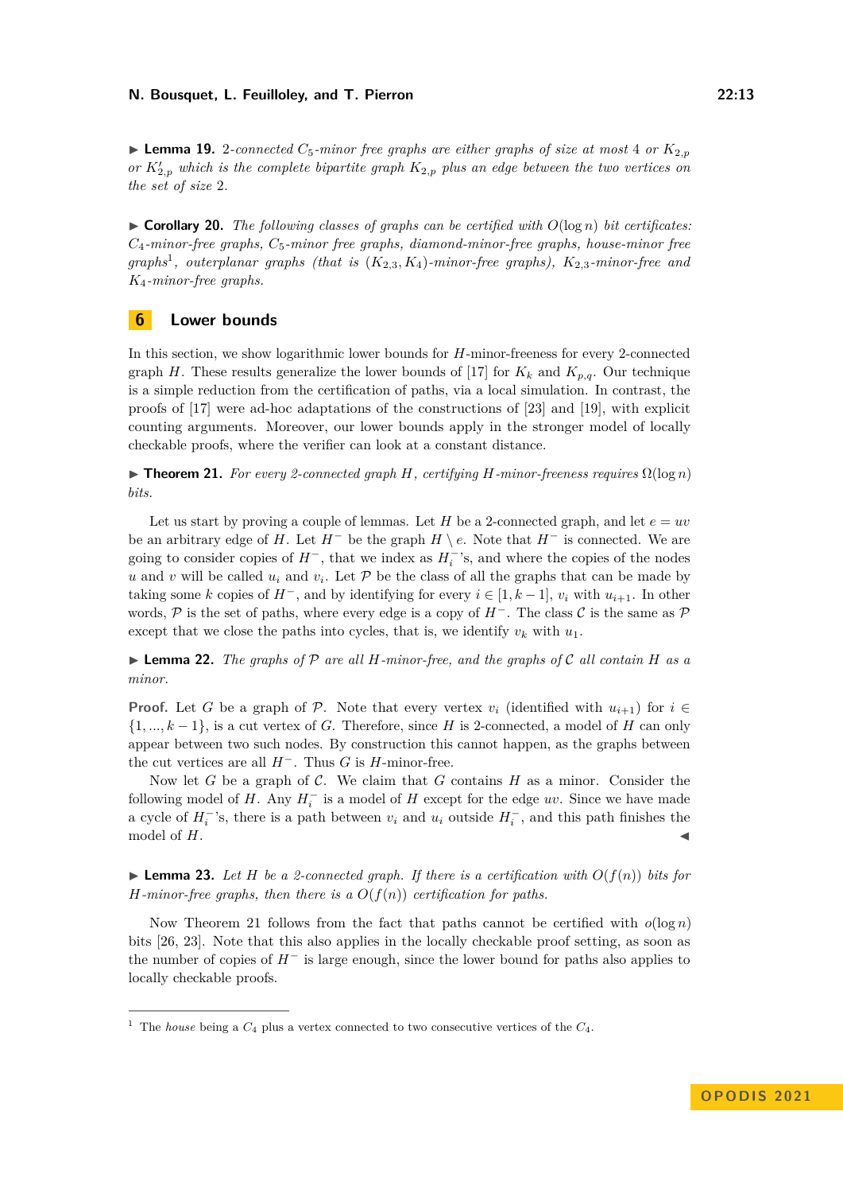▶ **Lemma 19.** *2-connected $C_5$-minor free graphs are either graphs of size at most 4 or $K_{2,p}$ or $K'_{2,p}$ which is the complete bipartite graph $K_{2,p}$ plus an edge between the two vertices on the set of size 2.*

▶ **Corollary 20.** *The following classes of graphs can be certified with $O(\log n)$ bit certificates: $C_4$-minor-free graphs, $C_5$-minor free graphs, diamond-minor-free graphs, house-minor free graphs*[1]*, outerplanar graphs (that is $(K_{2,3}, K_4)$-minor-free graphs), $K_{2,3}$-minor-free and $K_4$-minor-free graphs.*

# 6 Lower bounds

In this section, we show logarithmic lower bounds for $H$-minor-freeness for every 2-connected graph $H$. These results generalize the lower bounds of [17] for $K_k$ and $K_{p,q}$. Our technique is a simple reduction from the certification of paths, via a local simulation. In contrast, the proofs of [17] were ad-hoc adaptations of the constructions of [23] and [19], with explicit counting arguments. Moreover, our lower bounds apply in the stronger model of locally checkable proofs, where the verifier can look at a constant distance.

▶ **Theorem 21.** *For every 2-connected graph $H$, certifying $H$-minor-freeness requires $\Omega(\log n)$ bits.*

Let us start by proving a couple of lemmas. Let $H$ be a 2-connected graph, and let $e = uv$ be an arbitrary edge of $H$. Let $H^-$ be the graph $H \setminus e$. Note that $H^-$ is connected. We are going to consider copies of $H^-$, that we index as $H_i^-$'s, and where the copies of the nodes $u$ and $v$ will be called $u_i$ and $v_i$. Let $\mathcal{P}$ be the class of all the graphs that can be made by taking some $k$ copies of $H^-$, and by identifying for every $i \in [1, k-1]$, $v_i$ with $u_{i+1}$. In other words, $\mathcal{P}$ is the set of paths, where every edge is a copy of $H^-$. The class $\mathcal{C}$ is the same as $\mathcal{P}$ except that we close the paths into cycles, that is, we identify $v_k$ with $u_1$.

▶ **Lemma 22.** *The graphs of $\mathcal{P}$ are all $H$-minor-free, and the graphs of $\mathcal{C}$ all contain $H$ as a minor.*

**Proof.** Let $G$ be a graph of $\mathcal{P}$. Note that every vertex $v_i$ (identified with $u_{i+1}$) for $i \in \{1, ..., k-1\}$, is a cut vertex of $G$. Therefore, since $H$ is 2-connected, a model of $H$ can only appear between two such nodes. By construction this cannot happen, as the graphs between the cut vertices are all $H^-$. Thus $G$ is $H$-minor-free.

Now let $G$ be a graph of $\mathcal{C}$. We claim that $G$ contains $H$ as a minor. Consider the following model of $H$. Any $H_i^-$ is a model of $H$ except for the edge $uv$. Since we have made a cycle of $H_i^-$'s, there is a path between $v_i$ and $u_i$ outside $H_i^-$, and this path finishes the model of $H$. ◀

▶ **Lemma 23.** *Let $H$ be a 2-connected graph. If there is a certification with $O(f(n))$ bits for $H$-minor-free graphs, then there is a $O(f(n))$ certification for paths.*

Now Theorem 21 follows from the fact that paths cannot be certified with $o(\log n)$ bits [26, 23]. Note that this also applies in the locally checkable proof setting, as soon as the number of copies of $H^-$ is large enough, since the lower bound for paths also applies to locally checkable proofs.

[1] The *house* being a $C_4$ plus a vertex connected to two consecutive vertices of the $C_4$.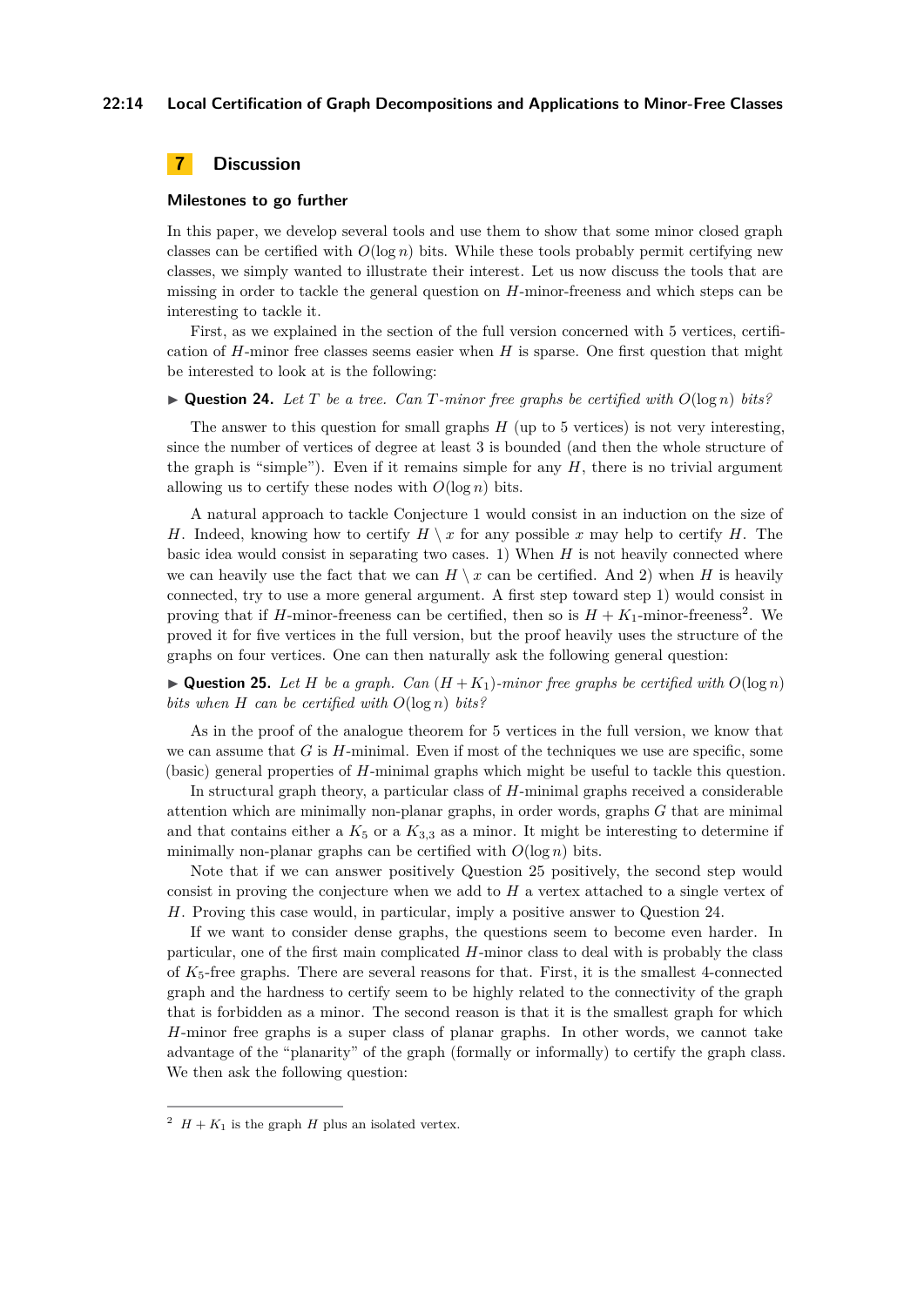## 7 Discussion

### Milestones to go further

In this paper, we develop several tools and use them to show that some minor closed graph classes can be certified with $O(\log n)$ bits. While these tools probably permit certifying new classes, we simply wanted to illustrate their interest. Let us now discuss the tools that are missing in order to tackle the general question on $H$-minor-freeness and which steps can be interesting to tackle it.

First, as we explained in the section of the full version concerned with 5 vertices, certification of $H$-minor free classes seems easier when $H$ is sparse. One first question that might be interested to look at is the following:

▶ **Question 24.** *Let $T$ be a tree. Can $T$-minor free graphs be certified with $O(\log n)$ bits?*

The answer to this question for small graphs $H$ (up to 5 vertices) is not very interesting, since the number of vertices of degree at least 3 is bounded (and then the whole structure of the graph is "simple"). Even if it remains simple for any $H$, there is no trivial argument allowing us to certify these nodes with $O(\log n)$ bits.

A natural approach to tackle Conjecture 1 would consist in an induction on the size of $H$. Indeed, knowing how to certify $H \setminus x$ for any possible $x$ may help to certify $H$. The basic idea would consist in separating two cases. 1) When $H$ is not heavily connected where we can heavily use the fact that we can $H \setminus x$ can be certified. And 2) when $H$ is heavily connected, try to use a more general argument. A first step toward step 1) would consist in proving that if $H$-minor-freeness can be certified, then so is $H + K_1$-minor-freeness[2]. We proved it for five vertices in the full version, but the proof heavily uses the structure of the graphs on four vertices. One can then naturally ask the following general question:

▶ **Question 25.** *Let $H$ be a graph. Can $(H + K_1)$-minor free graphs be certified with $O(\log n)$ bits when $H$ can be certified with $O(\log n)$ bits?*

As in the proof of the analogue theorem for 5 vertices in the full version, we know that we can assume that $G$ is $H$-minimal. Even if most of the techniques we use are specific, some (basic) general properties of $H$-minimal graphs which might be useful to tackle this question.

In structural graph theory, a particular class of $H$-minimal graphs received a considerable attention which are minimally non-planar graphs, in order words, graphs $G$ that are minimal and that contains either a $K_5$ or a $K_{3,3}$ as a minor. It might be interesting to determine if minimally non-planar graphs can be certified with $O(\log n)$ bits.

Note that if we can answer positively Question 25 positively, the second step would consist in proving the conjecture when we add to $H$ a vertex attached to a single vertex of $H$. Proving this case would, in particular, imply a positive answer to Question 24.

If we want to consider dense graphs, the questions seem to become even harder. In particular, one of the first main complicated $H$-minor class to deal with is probably the class of $K_5$-free graphs. There are several reasons for that. First, it is the smallest 4-connected graph and the hardness to certify seem to be highly related to the connectivity of the graph that is forbidden as a minor. The second reason is that it is the smallest graph for which $H$-minor free graphs is a super class of planar graphs. In other words, we cannot take advantage of the "planarity" of the graph (formally or informally) to certify the graph class. We then ask the following question:

[2] $H + K_1$ is the graph $H$ plus an isolated vertex.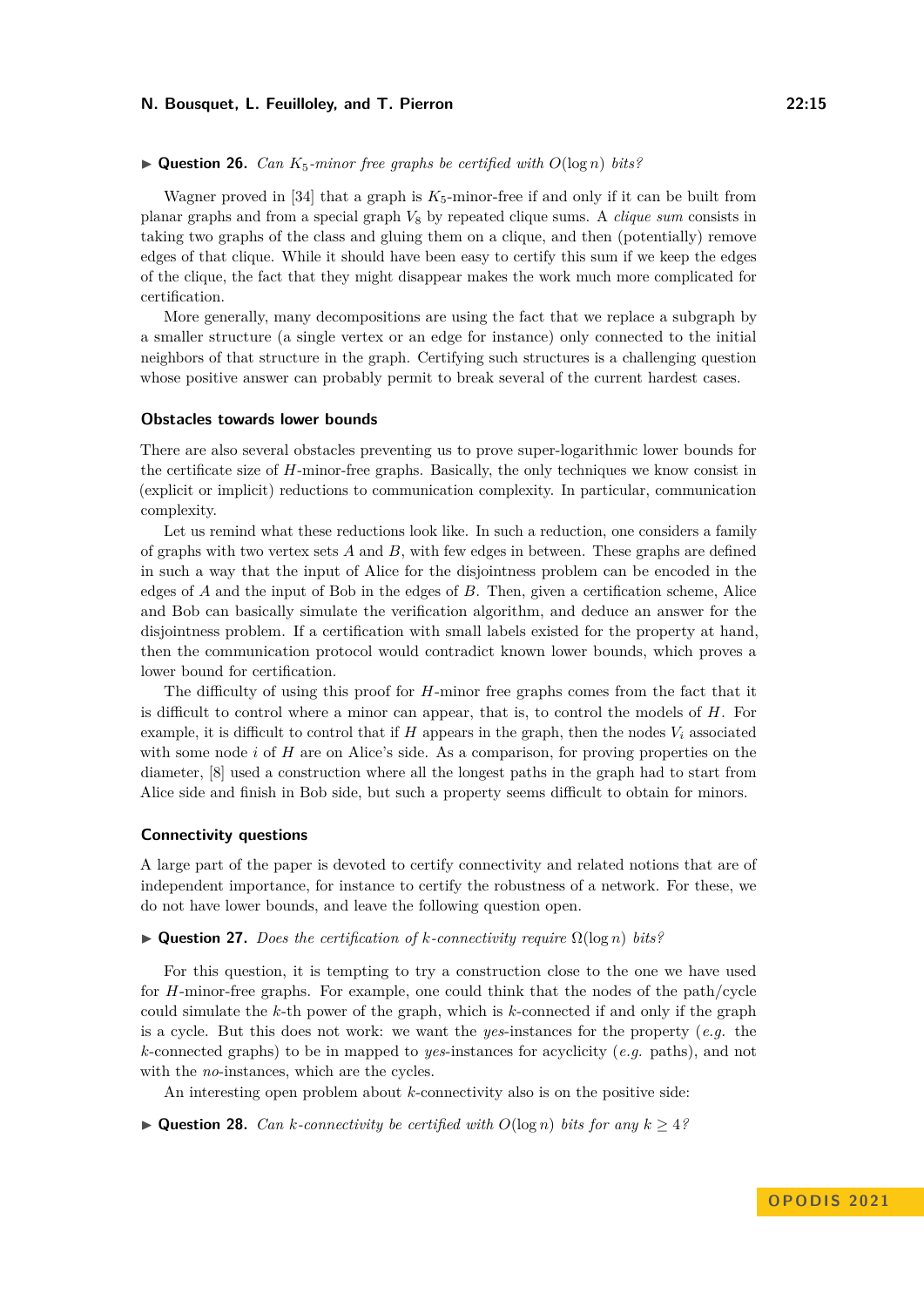▶ **Question 26.** *Can $K_5$-minor free graphs be certified with $O(\log n)$ bits?*

Wagner proved in [34] that a graph is $K_5$-minor-free if and only if it can be built from planar graphs and from a special graph $V_8$ by repeated clique sums. A *clique sum* consists in taking two graphs of the class and gluing them on a clique, and then (potentially) remove edges of that clique. While it should have been easy to certify this sum if we keep the edges of the clique, the fact that they might disappear makes the work much more complicated for certification.

More generally, many decompositions are using the fact that we replace a subgraph by a smaller structure (a single vertex or an edge for instance) only connected to the initial neighbors of that structure in the graph. Certifying such structures is a challenging question whose positive answer can probably permit to break several of the current hardest cases.

### Obstacles towards lower bounds

There are also several obstacles preventing us to prove super-logarithmic lower bounds for the certificate size of $H$-minor-free graphs. Basically, the only techniques we know consist in (explicit or implicit) reductions to communication complexity. In particular, communication complexity.

Let us remind what these reductions look like. In such a reduction, one considers a family of graphs with two vertex sets $A$ and $B$, with few edges in between. These graphs are defined in such a way that the input of Alice for the disjointness problem can be encoded in the edges of $A$ and the input of Bob in the edges of $B$. Then, given a certification scheme, Alice and Bob can basically simulate the verification algorithm, and deduce an answer for the disjointness problem. If a certification with small labels existed for the property at hand, then the communication protocol would contradict known lower bounds, which proves a lower bound for certification.

The difficulty of using this proof for $H$-minor free graphs comes from the fact that it is difficult to control where a minor can appear, that is, to control the models of $H$. For example, it is difficult to control that if $H$ appears in the graph, then the nodes $V_i$ associated with some node $i$ of $H$ are on Alice's side. As a comparison, for proving properties on the diameter, [8] used a construction where all the longest paths in the graph had to start from Alice side and finish in Bob side, but such a property seems difficult to obtain for minors.

### Connectivity questions

A large part of the paper is devoted to certify connectivity and related notions that are of independent importance, for instance to certify the robustness of a network. For these, we do not have lower bounds, and leave the following question open.

▶ **Question 27.** *Does the certification of $k$-connectivity require $\Omega(\log n)$ bits?*

For this question, it is tempting to try a construction close to the one we have used for $H$-minor-free graphs. For example, one could think that the nodes of the path/cycle could simulate the $k$-th power of the graph, which is $k$-connected if and only if the graph is a cycle. But this does not work: we want the *yes*-instances for the property (*e.g.* the $k$-connected graphs) to be in mapped to *yes*-instances for acyclicity (*e.g.* paths), and not with the *no*-instances, which are the cycles.

An interesting open problem about $k$-connectivity also is on the positive side:

▶ **Question 28.** *Can $k$-connectivity be certified with $O(\log n)$ bits for any $k \geq 4$?*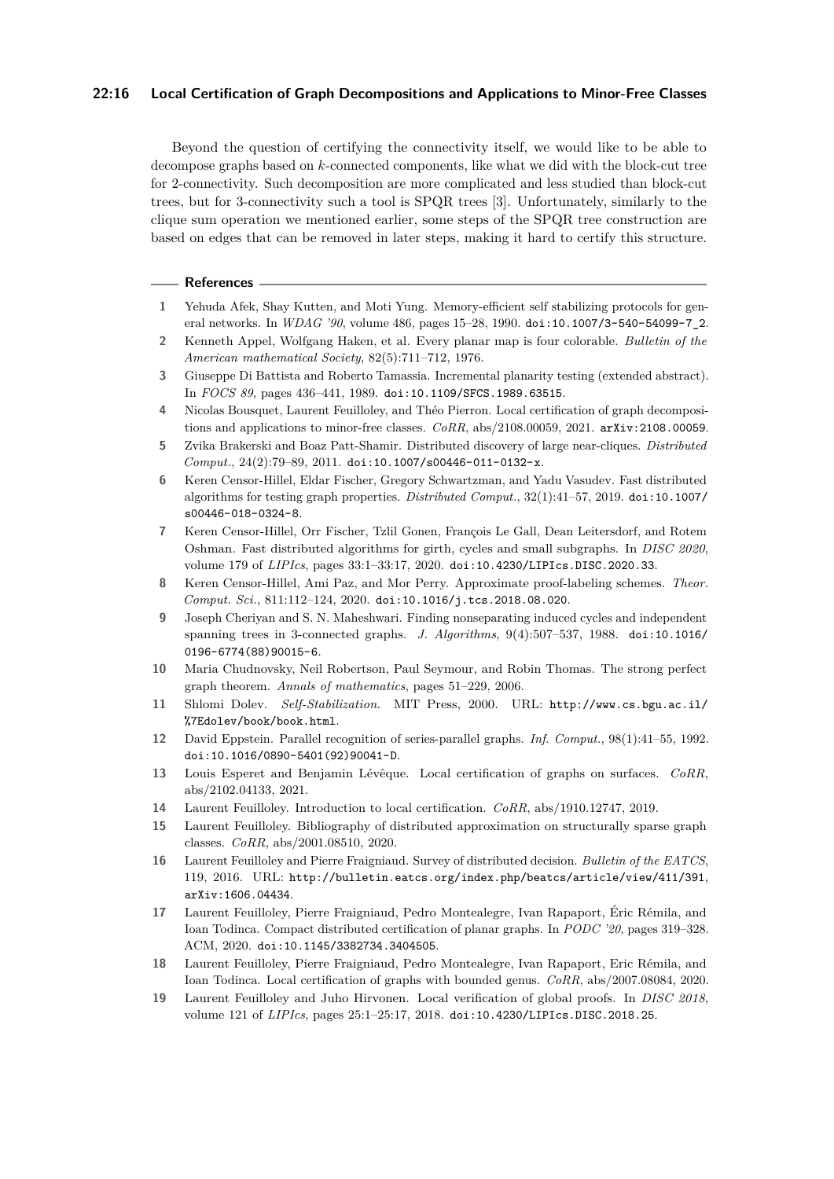Beyond the question of certifying the connectivity itself, we would like to be able to decompose graphs based on $k$-connected components, like what we did with the block-cut tree for 2-connectivity. Such decomposition are more complicated and less studied than block-cut trees, but for 3-connectivity such a tool is SPQR trees [3]. Unfortunately, similarly to the clique sum operation we mentioned earlier, some steps of the SPQR tree construction are based on edges that can be removed in later steps, making it hard to certify this structure.

## References

1. Yehuda Afek, Shay Kutten, and Moti Yung. Memory-efficient self stabilizing protocols for general networks. In *WDAG '90*, volume 486, pages 15–28, 1990. doi:10.1007/3-540-54099-7_2.
2. Kenneth Appel, Wolfgang Haken, et al. Every planar map is four colorable. *Bulletin of the American mathematical Society*, 82(5):711–712, 1976.
3. Giuseppe Di Battista and Roberto Tamassia. Incremental planarity testing (extended abstract). In *FOCS 89*, pages 436–441, 1989. doi:10.1109/SFCS.1989.63515.
4. Nicolas Bousquet, Laurent Feuilloley, and Théo Pierron. Local certification of graph decompositions and applications to minor-free classes. *CoRR*, abs/2108.00059, 2021. arXiv:2108.00059.
5. Zvika Brakerski and Boaz Patt-Shamir. Distributed discovery of large near-cliques. *Distributed Comput.*, 24(2):79–89, 2011. doi:10.1007/s00446-011-0132-x.
6. Keren Censor-Hillel, Eldar Fischer, Gregory Schwartzman, and Yadu Vasudev. Fast distributed algorithms for testing graph properties. *Distributed Comput.*, 32(1):41–57, 2019. doi:10.1007/s00446-018-0324-8.
7. Keren Censor-Hillel, Orr Fischer, Tzlil Gonen, François Le Gall, Dean Leitersdorf, and Rotem Oshman. Fast distributed algorithms for girth, cycles and small subgraphs. In *DISC 2020*, volume 179 of *LIPIcs*, pages 33:1–33:17, 2020. doi:10.4230/LIPIcs.DISC.2020.33.
8. Keren Censor-Hillel, Ami Paz, and Mor Perry. Approximate proof-labeling schemes. *Theor. Comput. Sci.*, 811:112–124, 2020. doi:10.1016/j.tcs.2018.08.020.
9. Joseph Cheriyan and S. N. Maheshwari. Finding nonseparating induced cycles and independent spanning trees in 3-connected graphs. *J. Algorithms*, 9(4):507–537, 1988. doi:10.1016/0196-6774(88)90015-6.
10. Maria Chudnovsky, Neil Robertson, Paul Seymour, and Robin Thomas. The strong perfect graph theorem. *Annals of mathematics*, pages 51–229, 2006.
11. Shlomi Dolev. *Self-Stabilization*. MIT Press, 2000. URL: http://www.cs.bgu.ac.il/%7Edolev/book/book.html.
12. David Eppstein. Parallel recognition of series-parallel graphs. *Inf. Comput.*, 98(1):41–55, 1992. doi:10.1016/0890-5401(92)90041-D.
13. Louis Esperet and Benjamin Lévêque. Local certification of graphs on surfaces. *CoRR*, abs/2102.04133, 2021.
14. Laurent Feuilloley. Introduction to local certification. *CoRR*, abs/1910.12747, 2019.
15. Laurent Feuilloley. Bibliography of distributed approximation on structurally sparse graph classes. *CoRR*, abs/2001.08510, 2020.
16. Laurent Feuilloley and Pierre Fraigniaud. Survey of distributed decision. *Bulletin of the EATCS*, 119, 2016. URL: http://bulletin.eatcs.org/index.php/beatcs/article/view/411/391, arXiv:1606.04434.
17. Laurent Feuilloley, Pierre Fraigniaud, Pedro Montealegre, Ivan Rapaport, Éric Rémila, and Ioan Todinca. Compact distributed certification of planar graphs. In *PODC '20*, pages 319–328. ACM, 2020. doi:10.1145/3382734.3404505.
18. Laurent Feuilloley, Pierre Fraigniaud, Pedro Montealegre, Ivan Rapaport, Eric Rémila, and Ioan Todinca. Local certification of graphs with bounded genus. *CoRR*, abs/2007.08084, 2020.
19. Laurent Feuilloley and Juho Hirvonen. Local verification of global proofs. In *DISC 2018*, volume 121 of *LIPIcs*, pages 25:1–25:17, 2018. doi:10.4230/LIPIcs.DISC.2018.25.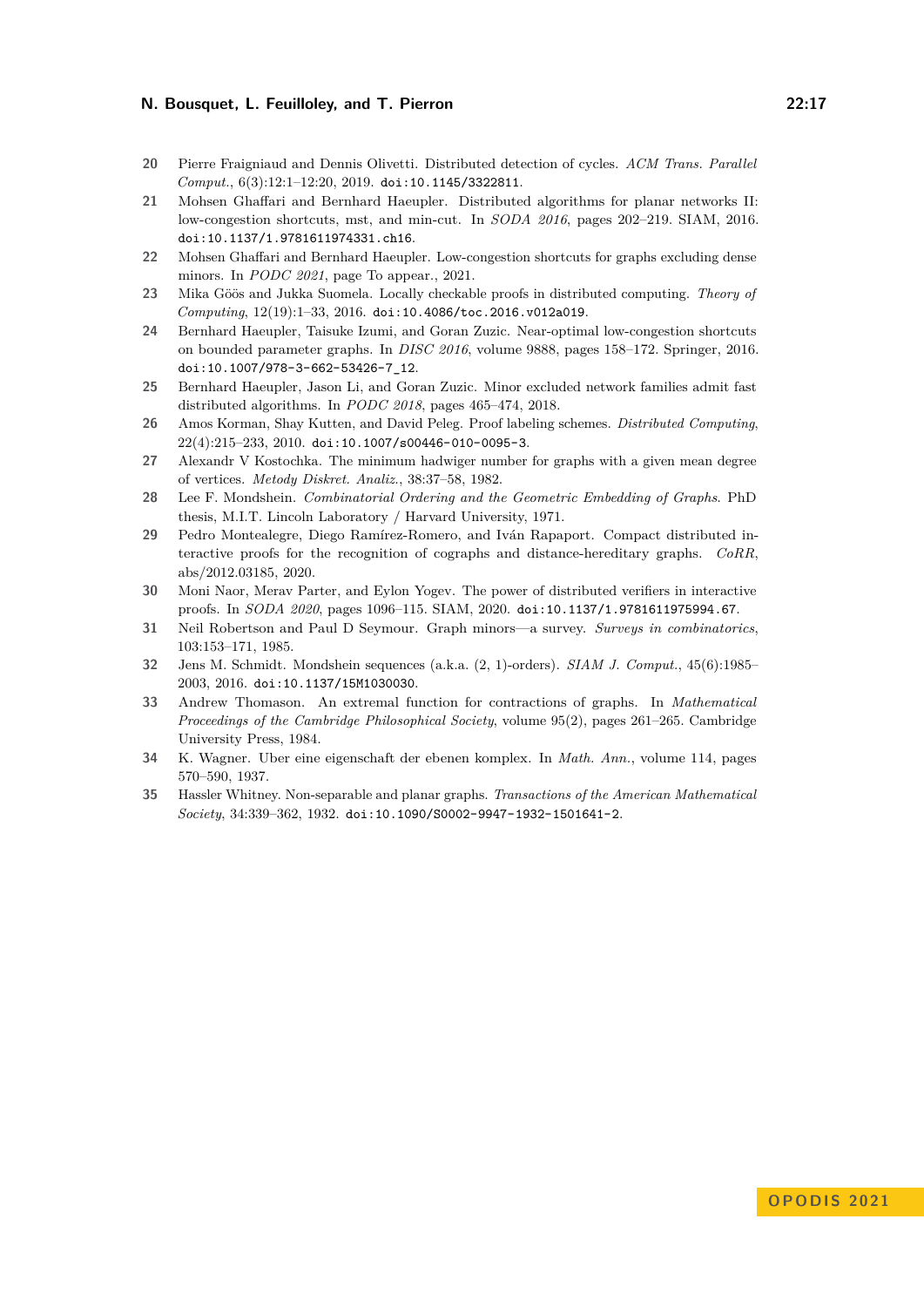20 Pierre Fraigniaud and Dennis Olivetti. Distributed detection of cycles. *ACM Trans. Parallel Comput.*, 6(3):12:1–12:20, 2019. doi:10.1145/3322811.

21 Mohsen Ghaffari and Bernhard Haeupler. Distributed algorithms for planar networks II: low-congestion shortcuts, mst, and min-cut. In *SODA 2016*, pages 202–219. SIAM, 2016. doi:10.1137/1.9781611974331.ch16.

22 Mohsen Ghaffari and Bernhard Haeupler. Low-congestion shortcuts for graphs excluding dense minors. In *PODC 2021*, page To appear., 2021.

23 Mika Göös and Jukka Suomela. Locally checkable proofs in distributed computing. *Theory of Computing*, 12(19):1–33, 2016. doi:10.4086/toc.2016.v012a019.

24 Bernhard Haeupler, Taisuke Izumi, and Goran Zuzic. Near-optimal low-congestion shortcuts on bounded parameter graphs. In *DISC 2016*, volume 9888, pages 158–172. Springer, 2016. doi:10.1007/978-3-662-53426-7_12.

25 Bernhard Haeupler, Jason Li, and Goran Zuzic. Minor excluded network families admit fast distributed algorithms. In *PODC 2018*, pages 465–474, 2018.

26 Amos Korman, Shay Kutten, and David Peleg. Proof labeling schemes. *Distributed Computing*, 22(4):215–233, 2010. doi:10.1007/s00446-010-0095-3.

27 Alexandr V Kostochka. The minimum hadwiger number for graphs with a given mean degree of vertices. *Metody Diskret. Analiz.*, 38:37–58, 1982.

28 Lee F. Mondshein. *Combinatorial Ordering and the Geometric Embedding of Graphs*. PhD thesis, M.I.T. Lincoln Laboratory / Harvard University, 1971.

29 Pedro Montealegre, Diego Ramírez-Romero, and Iván Rapaport. Compact distributed interactive proofs for the recognition of cographs and distance-hereditary graphs. *CoRR*, abs/2012.03185, 2020.

30 Moni Naor, Merav Parter, and Eylon Yogev. The power of distributed verifiers in interactive proofs. In *SODA 2020*, pages 1096–115. SIAM, 2020. doi:10.1137/1.9781611975994.67.

31 Neil Robertson and Paul D Seymour. Graph minors—a survey. *Surveys in combinatorics*, 103:153–171, 1985.

32 Jens M. Schmidt. Mondshein sequences (a.k.a. (2, 1)-orders). *SIAM J. Comput.*, 45(6):1985–2003, 2016. doi:10.1137/15M1030030.

33 Andrew Thomason. An extremal function for contractions of graphs. In *Mathematical Proceedings of the Cambridge Philosophical Society*, volume 95(2), pages 261–265. Cambridge University Press, 1984.

34 K. Wagner. Uber eine eigenschaft der ebenen komplex. In *Math. Ann.*, volume 114, pages 570–590, 1937.

35 Hassler Whitney. Non-separable and planar graphs. *Transactions of the American Mathematical Society*, 34:339–362, 1932. doi:10.1090/S0002-9947-1932-1501641-2.